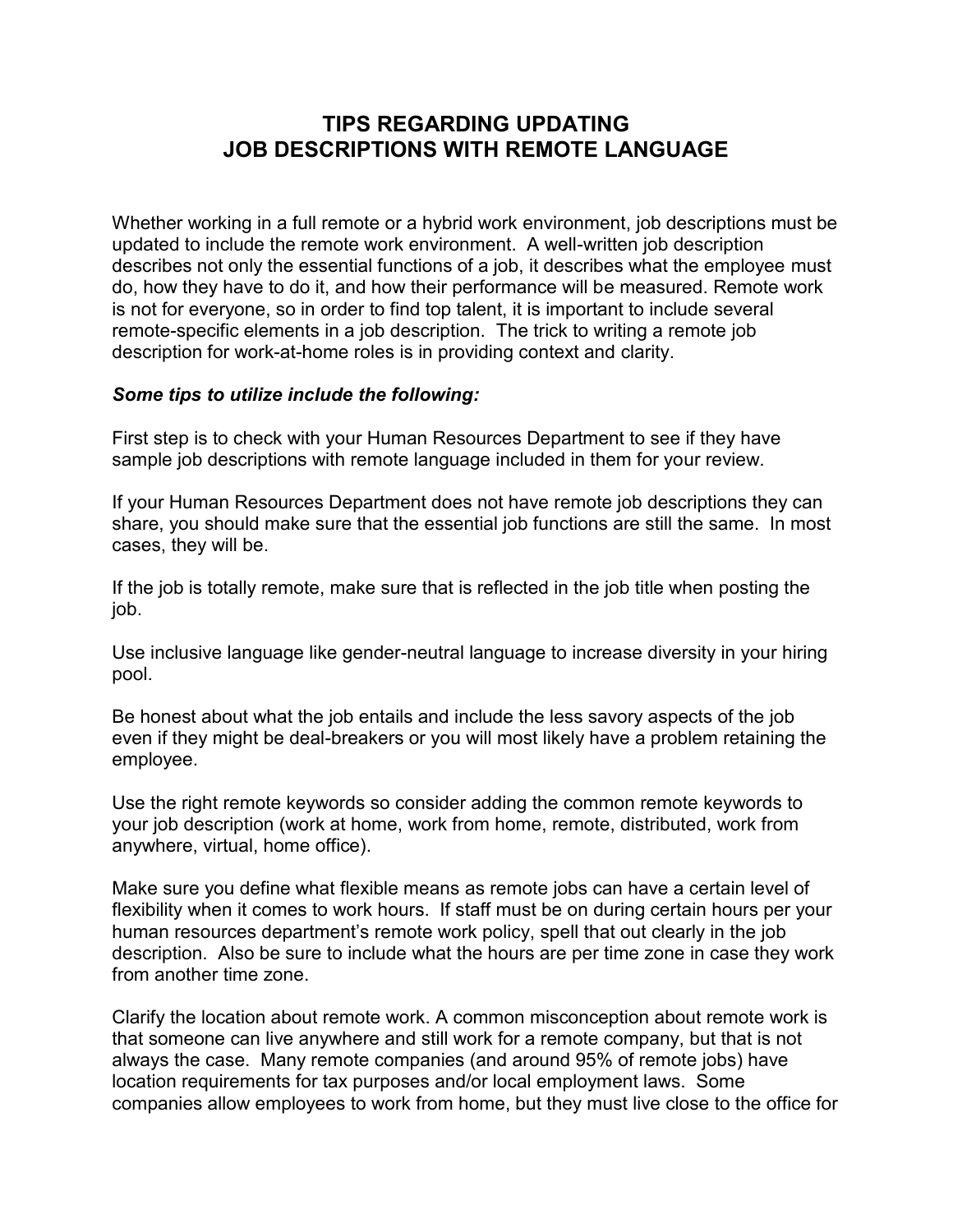# TIPS REGARDING UPDATING JOB DESCRIPTIONS WITH REMOTE LANGUAGE

Whether working in a full remote or a hybrid work environment, job descriptions must be updated to include the remote work environment. A well-written job description describes not only the essential functions of a job, it describes what the employee must do, how they have to do it, and how their performance will be measured. Remote work is not for everyone, so in order to find top talent, it is important to include several remote-specific elements in a job description. The trick to writing a remote job description for work-at-home roles is in providing context and clarity.

***Some tips to utilize include the following:***

First step is to check with your Human Resources Department to see if they have sample job descriptions with remote language included in them for your review.

If your Human Resources Department does not have remote job descriptions they can share, you should make sure that the essential job functions are still the same. In most cases, they will be.

If the job is totally remote, make sure that is reflected in the job title when posting the job.

Use inclusive language like gender-neutral language to increase diversity in your hiring pool.

Be honest about what the job entails and include the less savory aspects of the job even if they might be deal-breakers or you will most likely have a problem retaining the employee.

Use the right remote keywords so consider adding the common remote keywords to your job description (work at home, work from home, remote, distributed, work from anywhere, virtual, home office).

Make sure you define what flexible means as remote jobs can have a certain level of flexibility when it comes to work hours. If staff must be on during certain hours per your human resources department's remote work policy, spell that out clearly in the job description. Also be sure to include what the hours are per time zone in case they work from another time zone.

Clarify the location about remote work. A common misconception about remote work is that someone can live anywhere and still work for a remote company, but that is not always the case. Many remote companies (and around 95% of remote jobs) have location requirements for tax purposes and/or local employment laws. Some companies allow employees to work from home, but they must live close to the office for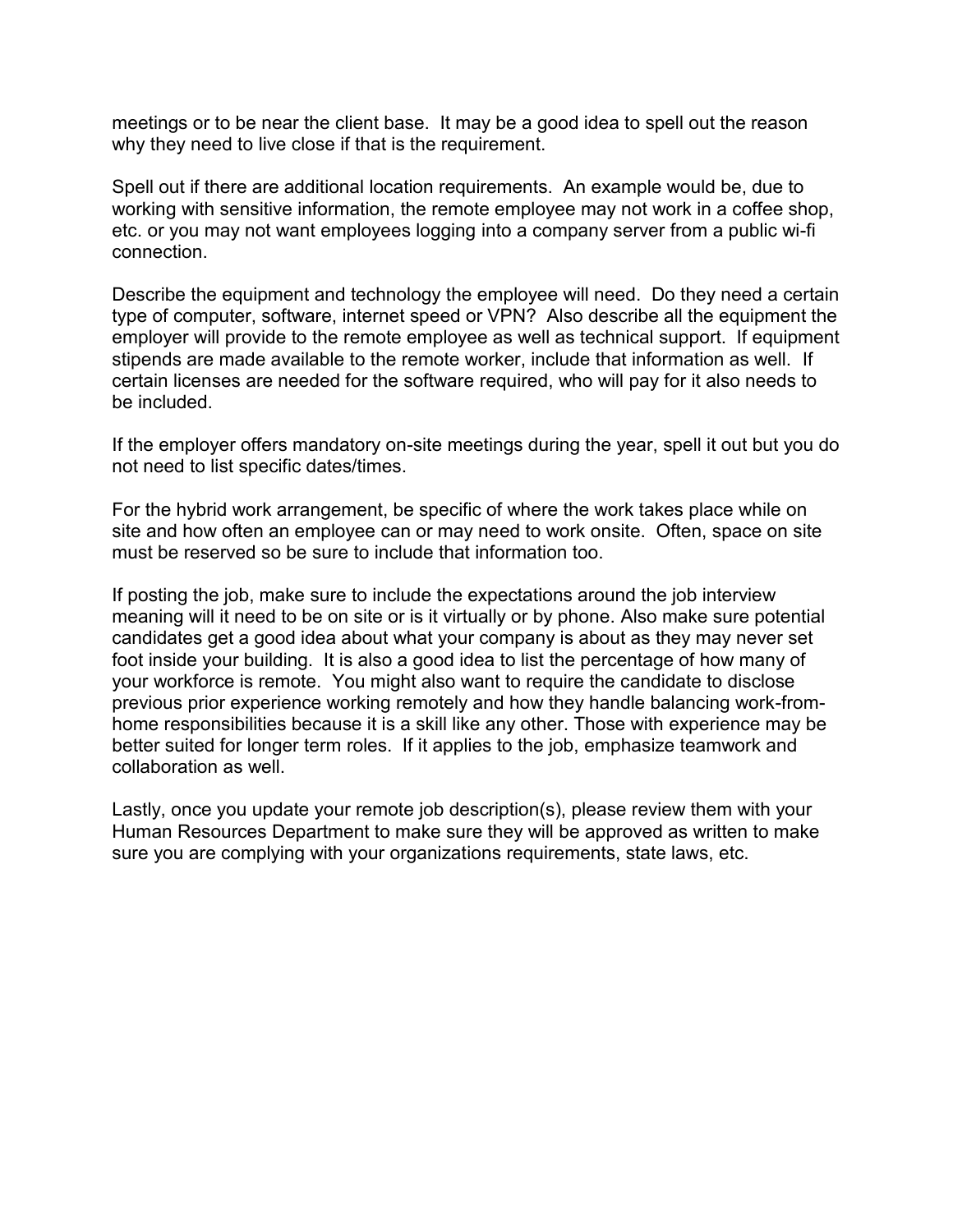meetings or to be near the client base. It may be a good idea to spell out the reason why they need to live close if that is the requirement.

Spell out if there are additional location requirements. An example would be, due to working with sensitive information, the remote employee may not work in a coffee shop, etc. or you may not want employees logging into a company server from a public wi-fi connection.

Describe the equipment and technology the employee will need. Do they need a certain type of computer, software, internet speed or VPN? Also describe all the equipment the employer will provide to the remote employee as well as technical support. If equipment stipends are made available to the remote worker, include that information as well. If certain licenses are needed for the software required, who will pay for it also needs to be included.

If the employer offers mandatory on-site meetings during the year, spell it out but you do not need to list specific dates/times.

For the hybrid work arrangement, be specific of where the work takes place while on site and how often an employee can or may need to work onsite. Often, space on site must be reserved so be sure to include that information too.

If posting the job, make sure to include the expectations around the job interview meaning will it need to be on site or is it virtually or by phone. Also make sure potential candidates get a good idea about what your company is about as they may never set foot inside your building. It is also a good idea to list the percentage of how many of your workforce is remote. You might also want to require the candidate to disclose previous prior experience working remotely and how they handle balancing work-from-home responsibilities because it is a skill like any other. Those with experience may be better suited for longer term roles. If it applies to the job, emphasize teamwork and collaboration as well.

Lastly, once you update your remote job description(s), please review them with your Human Resources Department to make sure they will be approved as written to make sure you are complying with your organizations requirements, state laws, etc.